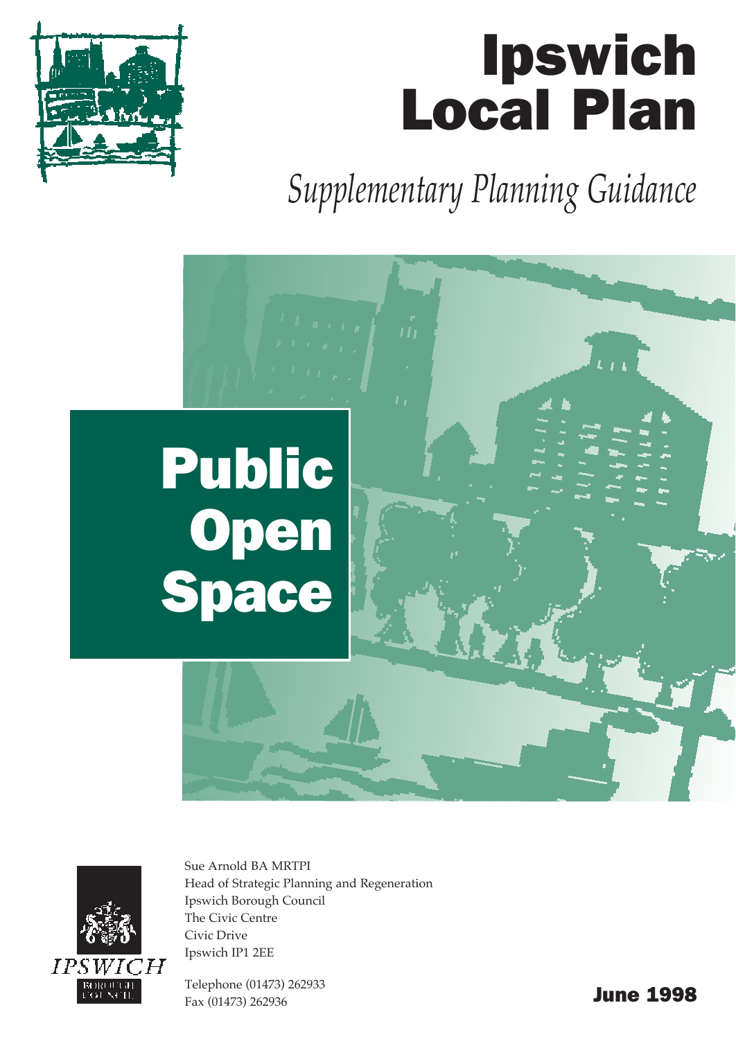# Ipswich Local Plan

*Supplementary Planning Guidance*

# Public Open Space

IPSWICH BOROUGH COUNCIL

Sue Arnold BA MRTPI
Head of Strategic Planning and Regeneration
Ipswich Borough Council
The Civic Centre
Civic Drive
Ipswich IP1 2EE

Telephone (01473) 262933
Fax (01473) 262936

**June 1998**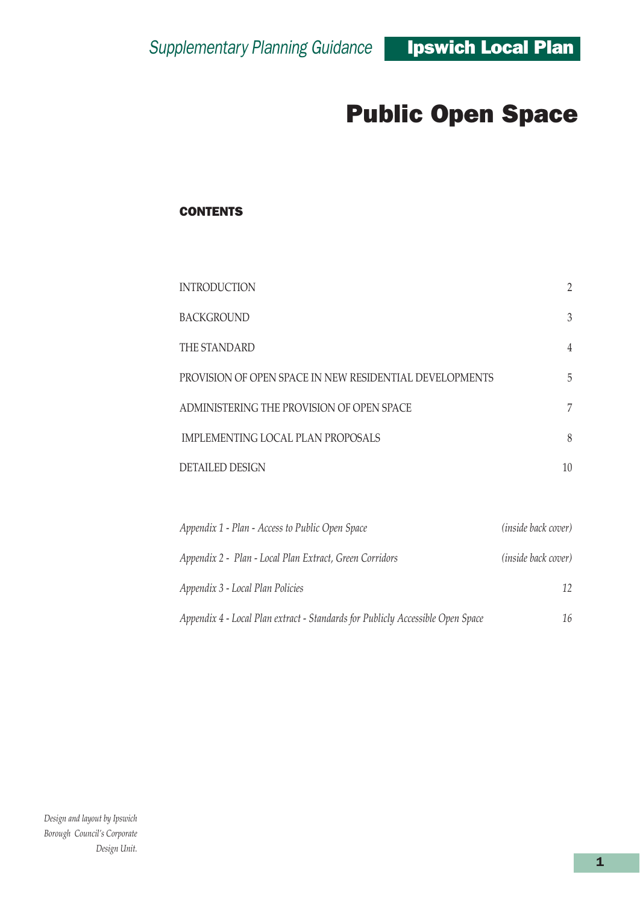# Public Open Space

## CONTENTS

| | |
|---|---|
| INTRODUCTION | 2 |
| BACKGROUND | 3 |
| THE STANDARD | 4 |
| PROVISION OF OPEN SPACE IN NEW RESIDENTIAL DEVELOPMENTS | 5 |
| ADMINISTERING THE PROVISION OF OPEN SPACE | 7 |
| IMPLEMENTING LOCAL PLAN PROPOSALS | 8 |
| DETAILED DESIGN | 10 |
| *Appendix 1 - Plan - Access to Public Open Space* | *(inside back cover)* |
| *Appendix 2 - Plan - Local Plan Extract, Green Corridors* | *(inside back cover)* |
| *Appendix 3 - Local Plan Policies* | *12* |
| *Appendix 4 - Local Plan extract - Standards for Publicly Accessible Open Space* | *16* |

*Design and layout by Ipswich Borough Council's Corporate Design Unit.*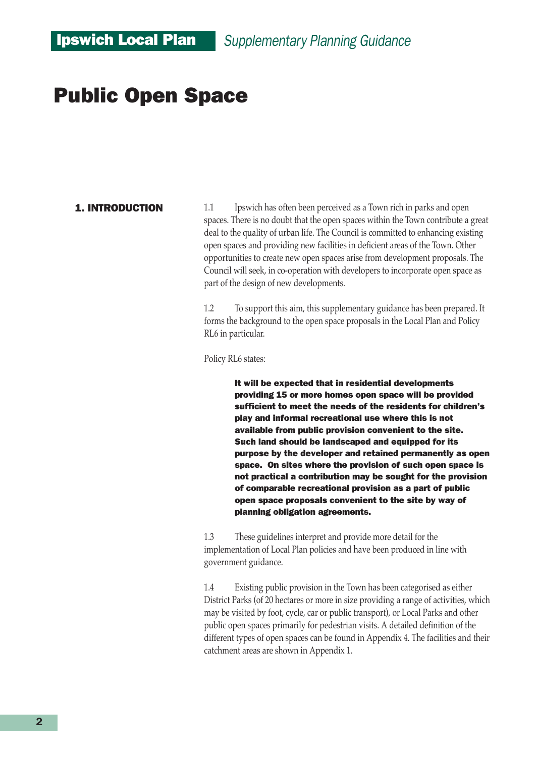# Public Open Space

## 1. INTRODUCTION

1.1 Ipswich has often been perceived as a Town rich in parks and open spaces. There is no doubt that the open spaces within the Town contribute a great deal to the quality of urban life. The Council is committed to enhancing existing open spaces and providing new facilities in deficient areas of the Town. Other opportunities to create new open spaces arise from development proposals. The Council will seek, in co-operation with developers to incorporate open space as part of the design of new developments.

1.2 To support this aim, this supplementary guidance has been prepared. It forms the background to the open space proposals in the Local Plan and Policy RL6 in particular.

Policy RL6 states:

> **It will be expected that in residential developments providing 15 or more homes open space will be provided sufficient to meet the needs of the residents for children's play and informal recreational use where this is not available from public provision convenient to the site. Such land should be landscaped and equipped for its purpose by the developer and retained permanently as open space. On sites where the provision of such open space is not practical a contribution may be sought for the provision of comparable recreational provision as a part of public open space proposals convenient to the site by way of planning obligation agreements.**

1.3 These guidelines interpret and provide more detail for the implementation of Local Plan policies and have been produced in line with government guidance.

1.4 Existing public provision in the Town has been categorised as either District Parks (of 20 hectares or more in size providing a range of activities, which may be visited by foot, cycle, car or public transport), or Local Parks and other public open spaces primarily for pedestrian visits. A detailed definition of the different types of open spaces can be found in Appendix 4. The facilities and their catchment areas are shown in Appendix 1.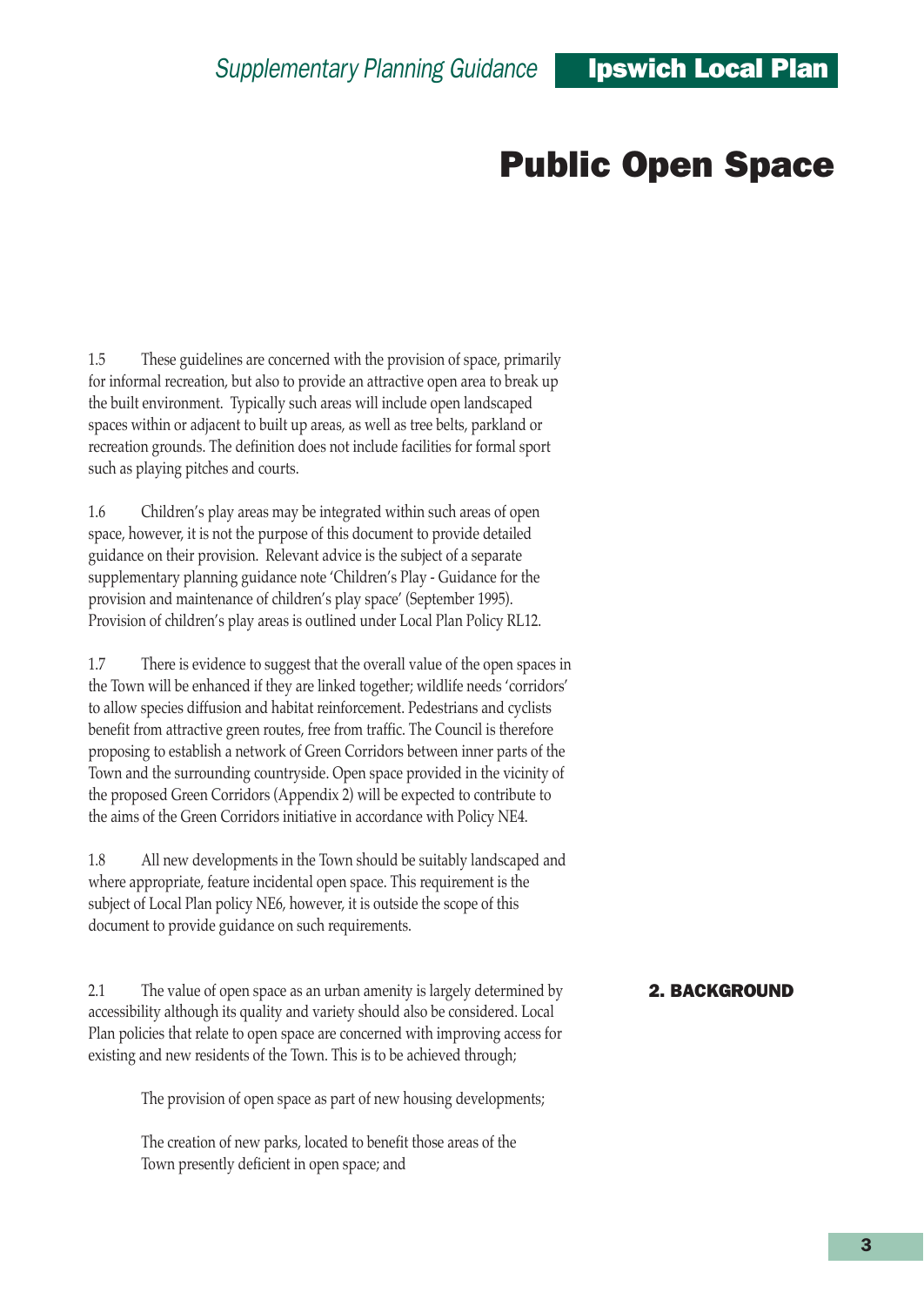# Public Open Space

1.5 These guidelines are concerned with the provision of space, primarily for informal recreation, but also to provide an attractive open area to break up the built environment. Typically such areas will include open landscaped spaces within or adjacent to built up areas, as well as tree belts, parkland or recreation grounds. The definition does not include facilities for formal sport such as playing pitches and courts.

1.6 Children's play areas may be integrated within such areas of open space, however, it is not the purpose of this document to provide detailed guidance on their provision. Relevant advice is the subject of a separate supplementary planning guidance note 'Children's Play - Guidance for the provision and maintenance of children's play space' (September 1995). Provision of children's play areas is outlined under Local Plan Policy RL12.

1.7 There is evidence to suggest that the overall value of the open spaces in the Town will be enhanced if they are linked together; wildlife needs 'corridors' to allow species diffusion and habitat reinforcement. Pedestrians and cyclists benefit from attractive green routes, free from traffic. The Council is therefore proposing to establish a network of Green Corridors between inner parts of the Town and the surrounding countryside. Open space provided in the vicinity of the proposed Green Corridors (Appendix 2) will be expected to contribute to the aims of the Green Corridors initiative in accordance with Policy NE4.

1.8 All new developments in the Town should be suitably landscaped and where appropriate, feature incidental open space. This requirement is the subject of Local Plan policy NE6, however, it is outside the scope of this document to provide guidance on such requirements.

## 2. BACKGROUND

2.1 The value of open space as an urban amenity is largely determined by accessibility although its quality and variety should also be considered. Local Plan policies that relate to open space are concerned with improving access for existing and new residents of the Town. This is to be achieved through;

The provision of open space as part of new housing developments;

The creation of new parks, located to benefit those areas of the Town presently deficient in open space; and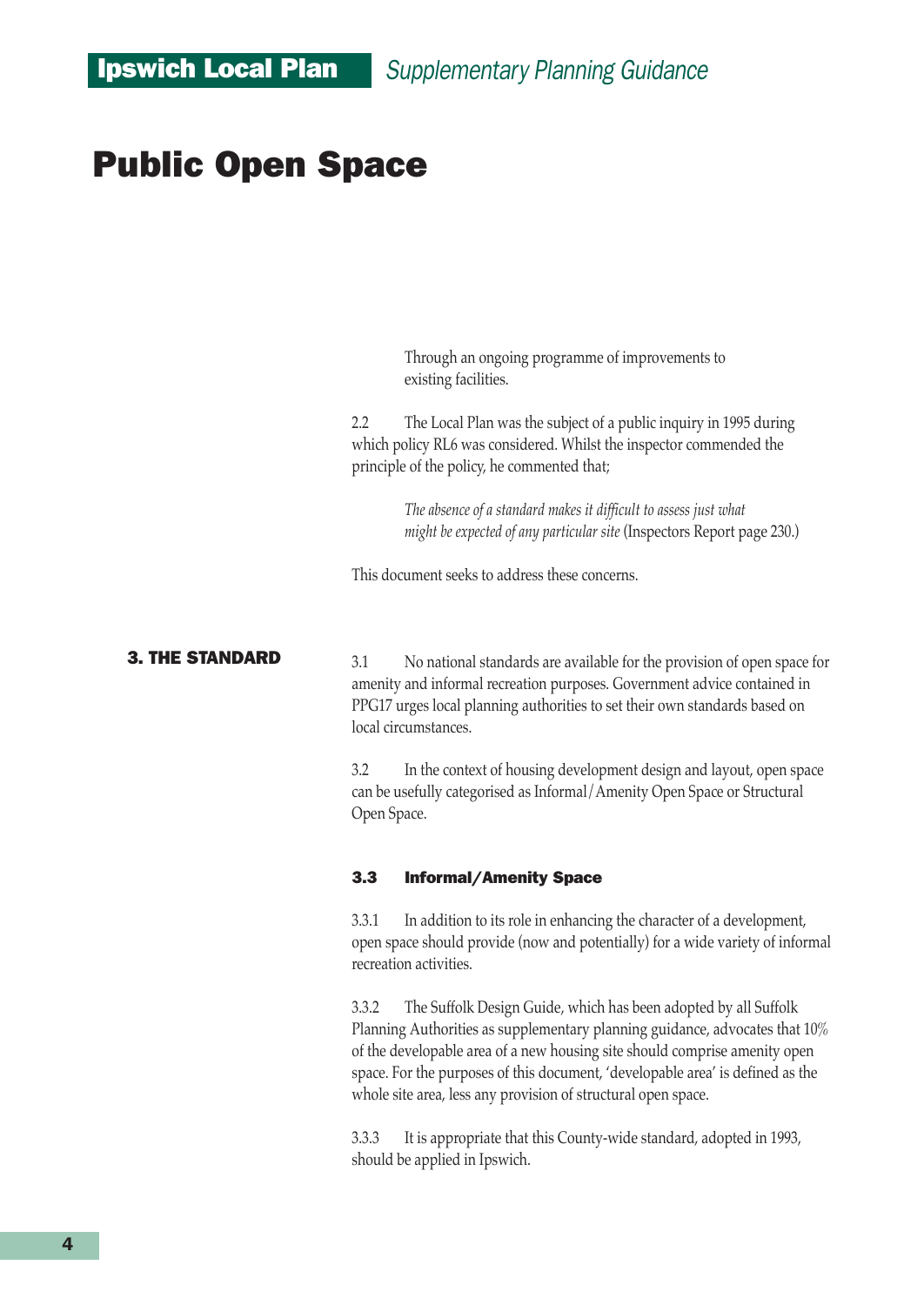Through an ongoing programme of improvements to existing facilities.

2.2 The Local Plan was the subject of a public inquiry in 1995 during which policy RL6 was considered. Whilst the inspector commended the principle of the policy, he commented that;

> *The absence of a standard makes it difficult to assess just what might be expected of any particular site* (Inspectors Report page 230.)

This document seeks to address these concerns.

## 3. THE STANDARD

3.1 No national standards are available for the provision of open space for amenity and informal recreation purposes. Government advice contained in PPG17 urges local planning authorities to set their own standards based on local circumstances.

3.2 In the context of housing development design and layout, open space can be usefully categorised as Informal/Amenity Open Space or Structural Open Space.

### 3.3 Informal/Amenity Space

3.3.1 In addition to its role in enhancing the character of a development, open space should provide (now and potentially) for a wide variety of informal recreation activities.

3.3.2 The Suffolk Design Guide, which has been adopted by all Suffolk Planning Authorities as supplementary planning guidance, advocates that 10% of the developable area of a new housing site should comprise amenity open space. For the purposes of this document, 'developable area' is defined as the whole site area, less any provision of structural open space.

3.3.3 It is appropriate that this County-wide standard, adopted in 1993, should be applied in Ipswich.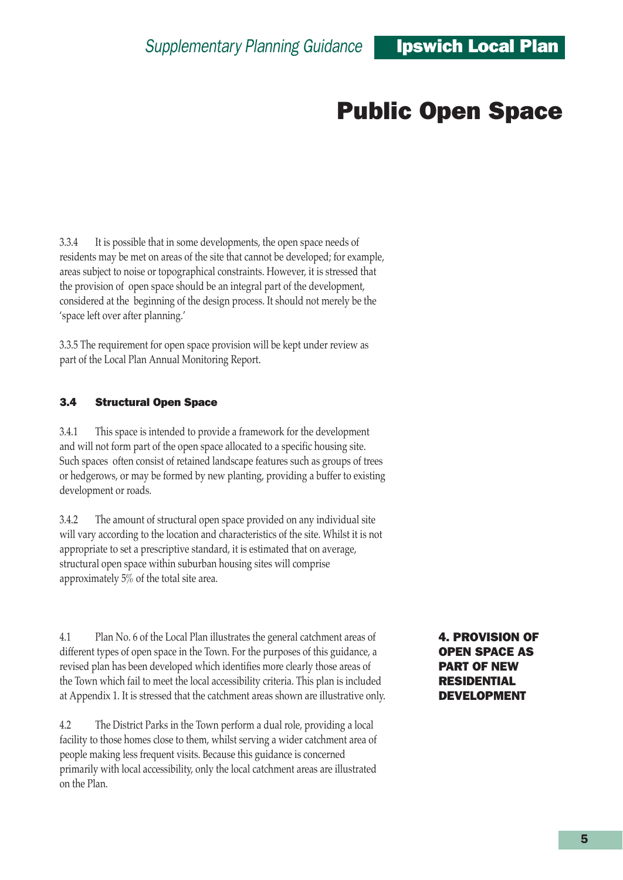# Public Open Space

3.3.4 It is possible that in some developments, the open space needs of residents may be met on areas of the site that cannot be developed; for example, areas subject to noise or topographical constraints. However, it is stressed that the provision of open space should be an integral part of the development, considered at the beginning of the design process. It should not merely be the 'space left over after planning.'

3.3.5 The requirement for open space provision will be kept under review as part of the Local Plan Annual Monitoring Report.

### 3.4 Structural Open Space

3.4.1 This space is intended to provide a framework for the development and will not form part of the open space allocated to a specific housing site. Such spaces often consist of retained landscape features such as groups of trees or hedgerows, or may be formed by new planting, providing a buffer to existing development or roads.

3.4.2 The amount of structural open space provided on any individual site will vary according to the location and characteristics of the site. Whilst it is not appropriate to set a prescriptive standard, it is estimated that on average, structural open space within suburban housing sites will comprise approximately 5% of the total site area.

## 4. PROVISION OF OPEN SPACE AS PART OF NEW RESIDENTIAL DEVELOPMENT

4.1 Plan No. 6 of the Local Plan illustrates the general catchment areas of different types of open space in the Town. For the purposes of this guidance, a revised plan has been developed which identifies more clearly those areas of the Town which fail to meet the local accessibility criteria. This plan is included at Appendix 1. It is stressed that the catchment areas shown are illustrative only.

4.2 The District Parks in the Town perform a dual role, providing a local facility to those homes close to them, whilst serving a wider catchment area of people making less frequent visits. Because this guidance is concerned primarily with local accessibility, only the local catchment areas are illustrated on the Plan.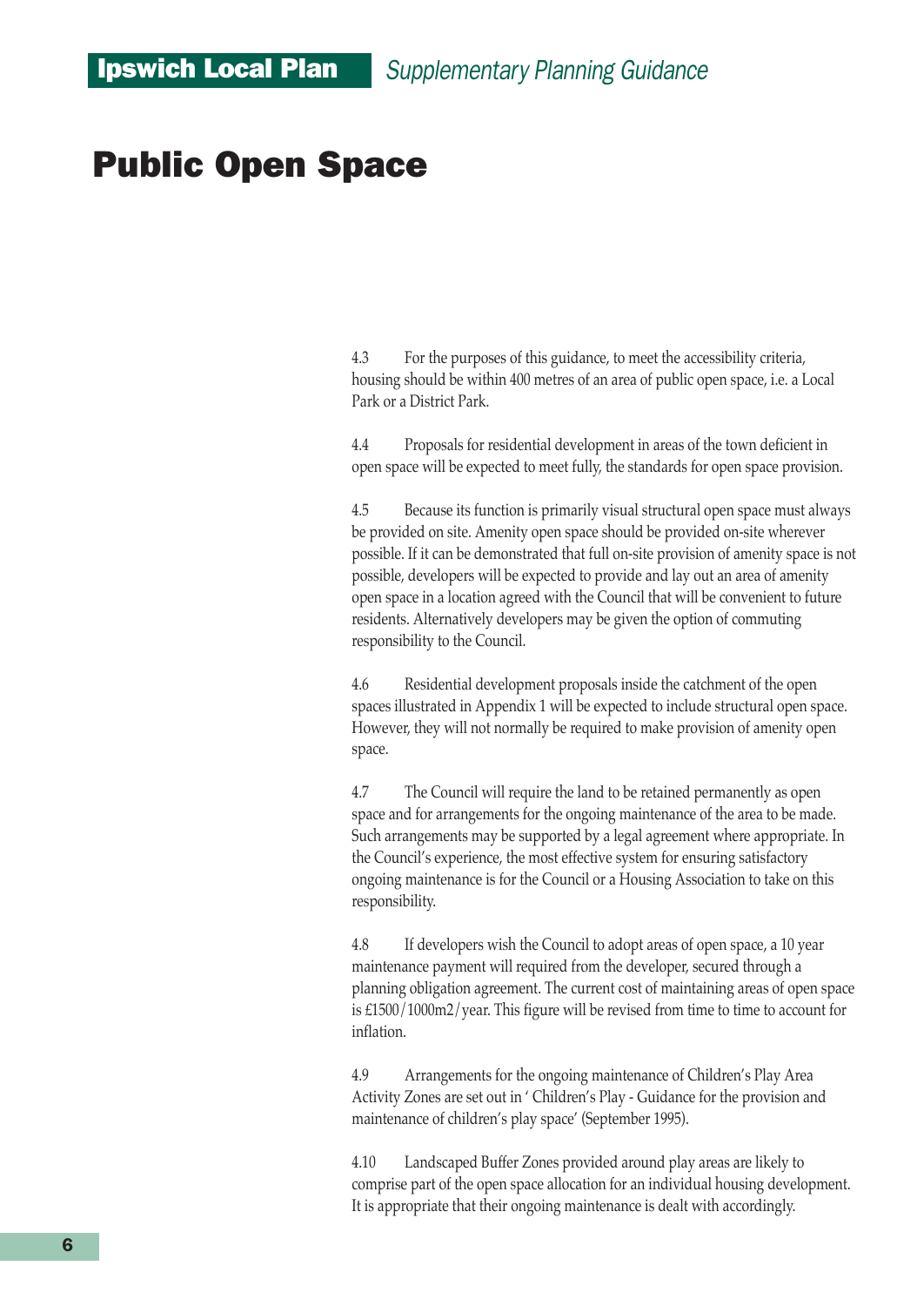# Public Open Space

4.3 For the purposes of this guidance, to meet the accessibility criteria, housing should be within 400 metres of an area of public open space, i.e. a Local Park or a District Park.

4.4 Proposals for residential development in areas of the town deficient in open space will be expected to meet fully, the standards for open space provision.

4.5 Because its function is primarily visual structural open space must always be provided on site. Amenity open space should be provided on-site wherever possible. If it can be demonstrated that full on-site provision of amenity space is not possible, developers will be expected to provide and lay out an area of amenity open space in a location agreed with the Council that will be convenient to future residents. Alternatively developers may be given the option of commuting responsibility to the Council.

4.6 Residential development proposals inside the catchment of the open spaces illustrated in Appendix 1 will be expected to include structural open space. However, they will not normally be required to make provision of amenity open space.

4.7 The Council will require the land to be retained permanently as open space and for arrangements for the ongoing maintenance of the area to be made. Such arrangements may be supported by a legal agreement where appropriate. In the Council's experience, the most effective system for ensuring satisfactory ongoing maintenance is for the Council or a Housing Association to take on this responsibility.

4.8 If developers wish the Council to adopt areas of open space, a 10 year maintenance payment will required from the developer, secured through a planning obligation agreement. The current cost of maintaining areas of open space is £1500/1000m2/year. This figure will be revised from time to time to account for inflation.

4.9 Arrangements for the ongoing maintenance of Children's Play Area Activity Zones are set out in ' Children's Play - Guidance for the provision and maintenance of children's play space' (September 1995).

4.10 Landscaped Buffer Zones provided around play areas are likely to comprise part of the open space allocation for an individual housing development. It is appropriate that their ongoing maintenance is dealt with accordingly.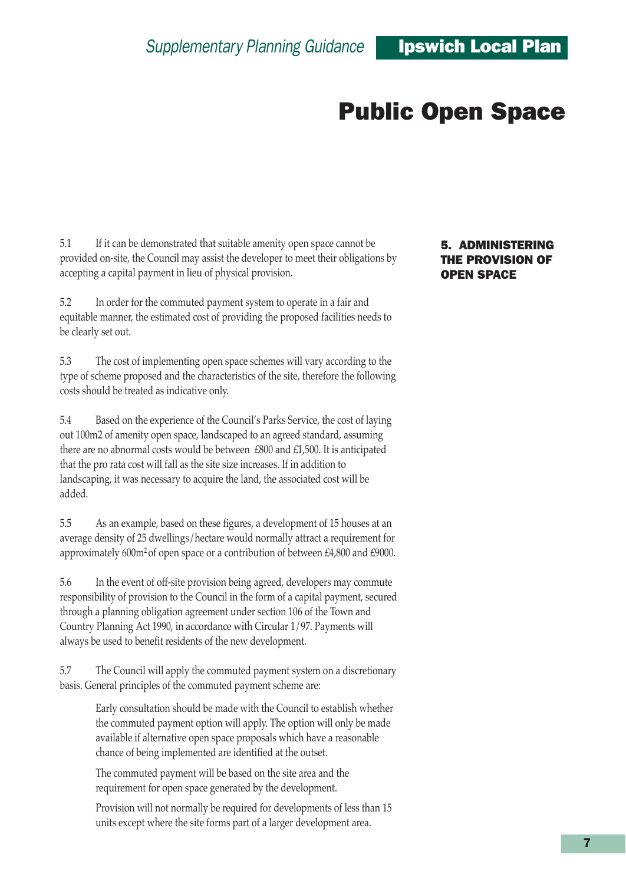# Public Open Space

## 5. ADMINISTERING THE PROVISION OF OPEN SPACE

5.1 If it can be demonstrated that suitable amenity open space cannot be provided on-site, the Council may assist the developer to meet their obligations by accepting a capital payment in lieu of physical provision.

5.2 In order for the commuted payment system to operate in a fair and equitable manner, the estimated cost of providing the proposed facilities needs to be clearly set out.

5.3 The cost of implementing open space schemes will vary according to the type of scheme proposed and the characteristics of the site, therefore the following costs should be treated as indicative only.

5.4 Based on the experience of the Council's Parks Service, the cost of laying out 100m2 of amenity open space, landscaped to an agreed standard, assuming there are no abnormal costs would be between £800 and £1,500. It is anticipated that the pro rata cost will fall as the site size increases. If in addition to landscaping, it was necessary to acquire the land, the associated cost will be added.

5.5 As an example, based on these figures, a development of 15 houses at an average density of 25 dwellings/hectare would normally attract a requirement for approximately 600m$^2$ of open space or a contribution of between £4,800 and £9000.

5.6 In the event of off-site provision being agreed, developers may commute responsibility of provision to the Council in the form of a capital payment, secured through a planning obligation agreement under section 106 of the Town and Country Planning Act 1990, in accordance with Circular 1/97. Payments will always be used to benefit residents of the new development.

5.7 The Council will apply the commuted payment system on a discretionary basis. General principles of the commuted payment scheme are:

Early consultation should be made with the Council to establish whether the commuted payment option will apply. The option will only be made available if alternative open space proposals which have a reasonable chance of being implemented are identified at the outset.

The commuted payment will be based on the site area and the requirement for open space generated by the development.

Provision will not normally be required for developments of less than 15 units except where the site forms part of a larger development area.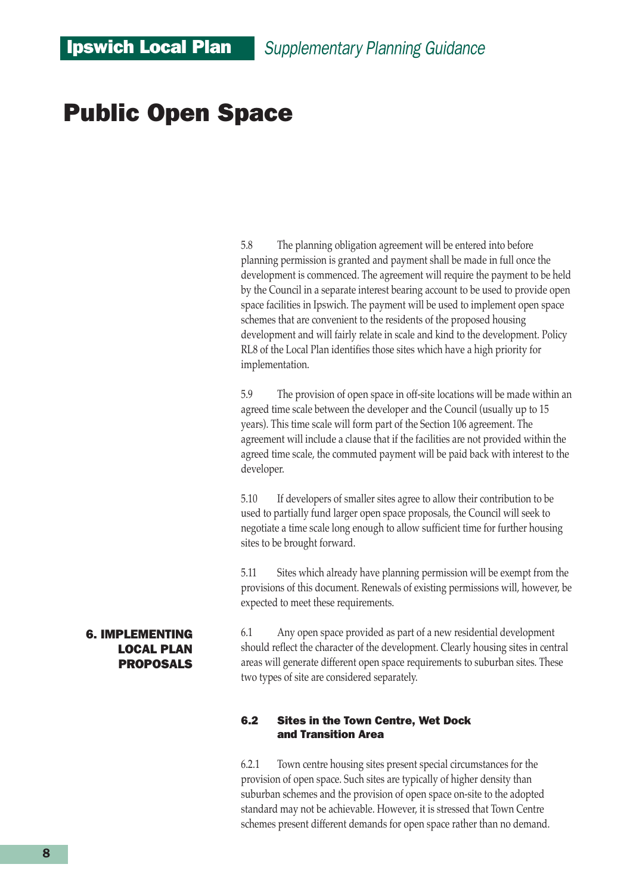# Public Open Space

5.8 The planning obligation agreement will be entered into before planning permission is granted and payment shall be made in full once the development is commenced. The agreement will require the payment to be held by the Council in a separate interest bearing account to be used to provide open space facilities in Ipswich. The payment will be used to implement open space schemes that are convenient to the residents of the proposed housing development and will fairly relate in scale and kind to the development. Policy RL8 of the Local Plan identifies those sites which have a high priority for implementation.

5.9 The provision of open space in off-site locations will be made within an agreed time scale between the developer and the Council (usually up to 15 years). This time scale will form part of the Section 106 agreement. The agreement will include a clause that if the facilities are not provided within the agreed time scale, the commuted payment will be paid back with interest to the developer.

5.10 If developers of smaller sites agree to allow their contribution to be used to partially fund larger open space proposals, the Council will seek to negotiate a time scale long enough to allow sufficient time for further housing sites to be brought forward.

5.11 Sites which already have planning permission will be exempt from the provisions of this document. Renewals of existing permissions will, however, be expected to meet these requirements.

## 6. IMPLEMENTING LOCAL PLAN PROPOSALS

6.1 Any open space provided as part of a new residential development should reflect the character of the development. Clearly housing sites in central areas will generate different open space requirements to suburban sites. These two types of site are considered separately.

### 6.2 Sites in the Town Centre, Wet Dock and Transition Area

6.2.1 Town centre housing sites present special circumstances for the provision of open space. Such sites are typically of higher density than suburban schemes and the provision of open space on-site to the adopted standard may not be achievable. However, it is stressed that Town Centre schemes present different demands for open space rather than no demand.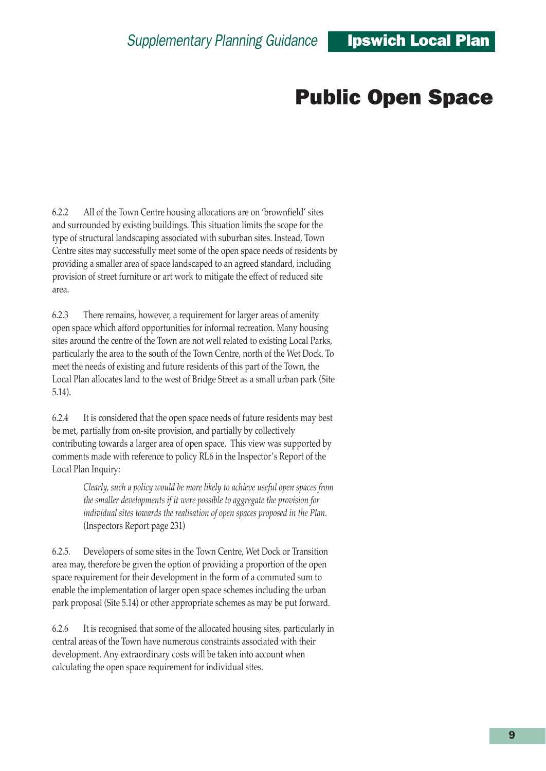# Public Open Space

6.2.2 All of the Town Centre housing allocations are on 'brownfield' sites and surrounded by existing buildings. This situation limits the scope for the type of structural landscaping associated with suburban sites. Instead, Town Centre sites may successfully meet some of the open space needs of residents by providing a smaller area of space landscaped to an agreed standard, including provision of street furniture or art work to mitigate the effect of reduced site area.

6.2.3 There remains, however, a requirement for larger areas of amenity open space which afford opportunities for informal recreation. Many housing sites around the centre of the Town are not well related to existing Local Parks, particularly the area to the south of the Town Centre, north of the Wet Dock. To meet the needs of existing and future residents of this part of the Town, the Local Plan allocates land to the west of Bridge Street as a small urban park (Site 5.14).

6.2.4 It is considered that the open space needs of future residents may best be met, partially from on-site provision, and partially by collectively contributing towards a larger area of open space. This view was supported by comments made with reference to policy RL6 in the Inspector's Report of the Local Plan Inquiry:

> *Clearly, such a policy would be more likely to achieve useful open spaces from the smaller developments if it were possible to aggregate the provision for individual sites towards the realisation of open spaces proposed in the Plan.* (Inspectors Report page 231)

6.2.5. Developers of some sites in the Town Centre, Wet Dock or Transition area may, therefore be given the option of providing a proportion of the open space requirement for their development in the form of a commuted sum to enable the implementation of larger open space schemes including the urban park proposal (Site 5.14) or other appropriate schemes as may be put forward.

6.2.6 It is recognised that some of the allocated housing sites, particularly in central areas of the Town have numerous constraints associated with their development. Any extraordinary costs will be taken into account when calculating the open space requirement for individual sites.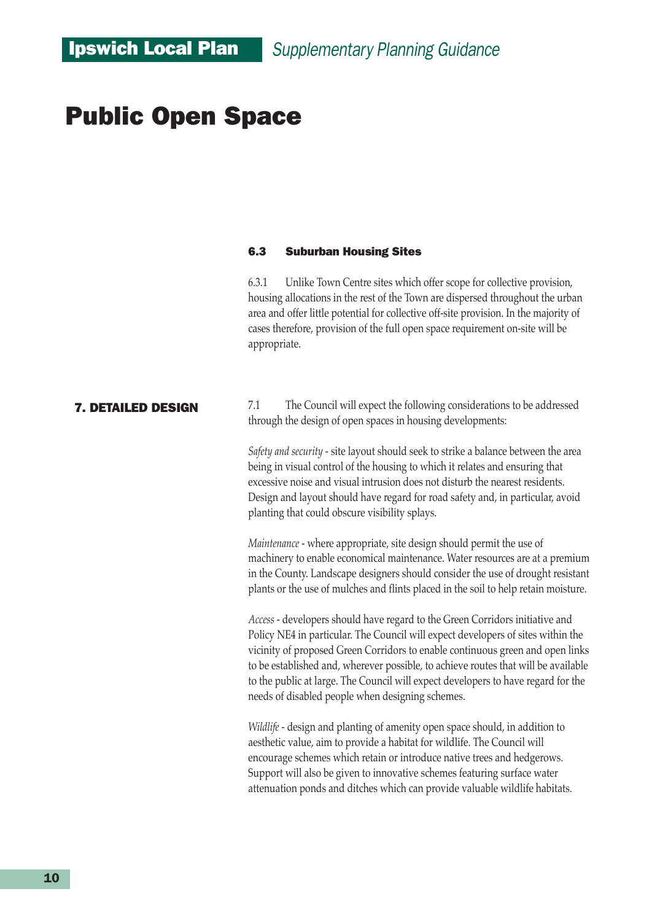# Public Open Space

### 6.3 Suburban Housing Sites

6.3.1 Unlike Town Centre sites which offer scope for collective provision, housing allocations in the rest of the Town are dispersed throughout the urban area and offer little potential for collective off-site provision. In the majority of cases therefore, provision of the full open space requirement on-site will be appropriate.

## 7. DETAILED DESIGN

7.1 The Council will expect the following considerations to be addressed through the design of open spaces in housing developments:

*Safety and security* - site layout should seek to strike a balance between the area being in visual control of the housing to which it relates and ensuring that excessive noise and visual intrusion does not disturb the nearest residents. Design and layout should have regard for road safety and, in particular, avoid planting that could obscure visibility splays.

*Maintenance* - where appropriate, site design should permit the use of machinery to enable economical maintenance. Water resources are at a premium in the County. Landscape designers should consider the use of drought resistant plants or the use of mulches and flints placed in the soil to help retain moisture.

*Access* - developers should have regard to the Green Corridors initiative and Policy NE4 in particular. The Council will expect developers of sites within the vicinity of proposed Green Corridors to enable continuous green and open links to be established and, wherever possible, to achieve routes that will be available to the public at large. The Council will expect developers to have regard for the needs of disabled people when designing schemes.

*Wildlife* - design and planting of amenity open space should, in addition to aesthetic value, aim to provide a habitat for wildlife. The Council will encourage schemes which retain or introduce native trees and hedgerows. Support will also be given to innovative schemes featuring surface water attenuation ponds and ditches which can provide valuable wildlife habitats.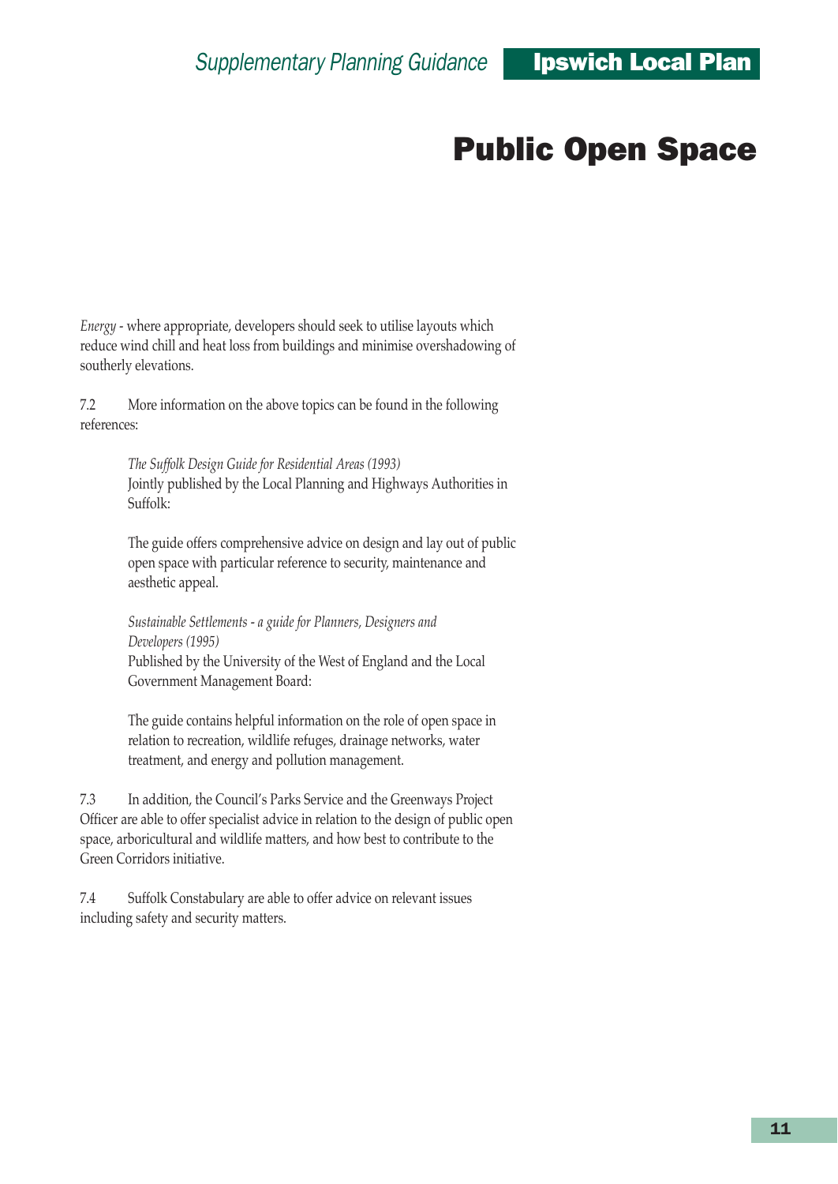*Energy* - where appropriate, developers should seek to utilise layouts which reduce wind chill and heat loss from buildings and minimise overshadowing of southerly elevations.

7.2 More information on the above topics can be found in the following references:

> *The Suffolk Design Guide for Residential Areas (1993)*
> Jointly published by the Local Planning and Highways Authorities in Suffolk:
>
> The guide offers comprehensive advice on design and lay out of public open space with particular reference to security, maintenance and aesthetic appeal.
>
> *Sustainable Settlements - a guide for Planners, Designers and Developers (1995)*
> Published by the University of the West of England and the Local Government Management Board:
>
> The guide contains helpful information on the role of open space in relation to recreation, wildlife refuges, drainage networks, water treatment, and energy and pollution management.

7.3 In addition, the Council's Parks Service and the Greenways Project Officer are able to offer specialist advice in relation to the design of public open space, arboricultural and wildlife matters, and how best to contribute to the Green Corridors initiative.

7.4 Suffolk Constabulary are able to offer advice on relevant issues including safety and security matters.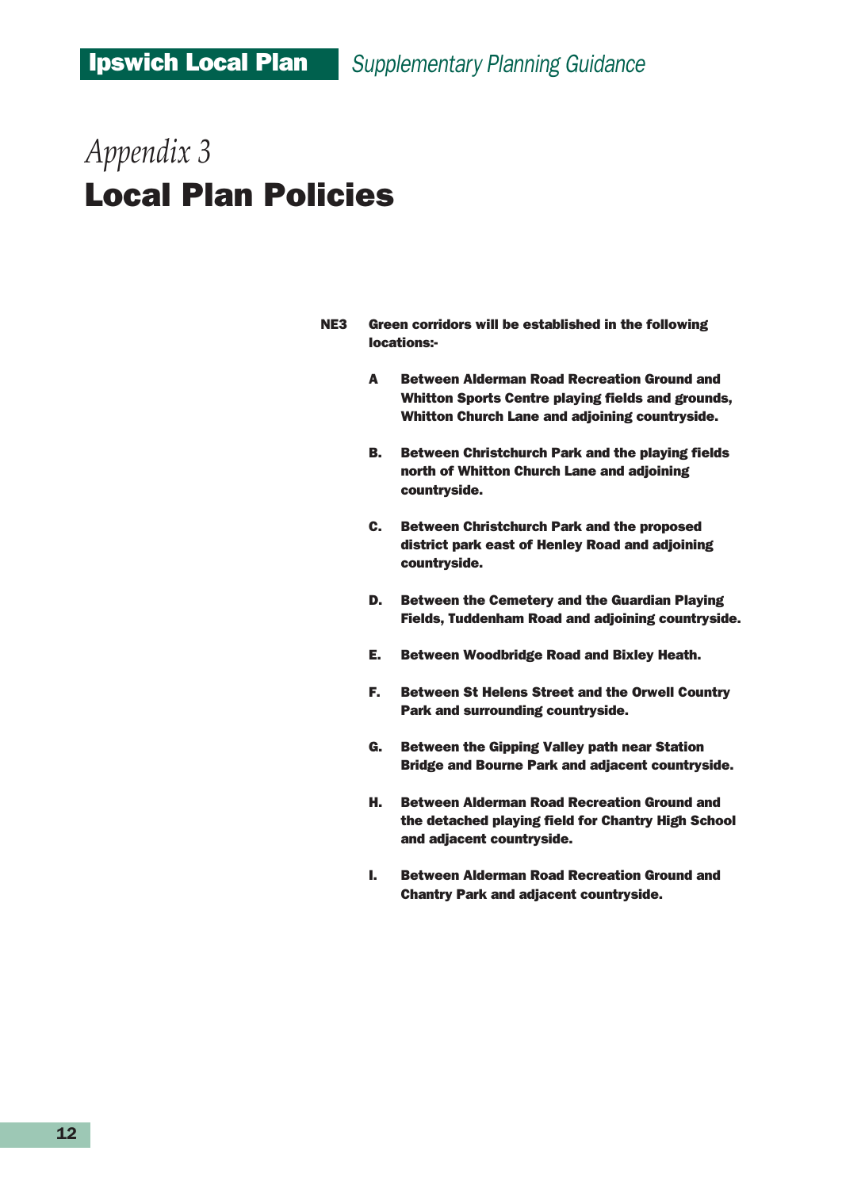*Appendix 3*

# Local Plan Policies

**NE3 Green corridors will be established in the following locations:-**

- **A Between Alderman Road Recreation Ground and Whitton Sports Centre playing fields and grounds, Whitton Church Lane and adjoining countryside.**
- **B. Between Christchurch Park and the playing fields north of Whitton Church Lane and adjoining countryside.**
- **C. Between Christchurch Park and the proposed district park east of Henley Road and adjoining countryside.**
- **D. Between the Cemetery and the Guardian Playing Fields, Tuddenham Road and adjoining countryside.**
- **E. Between Woodbridge Road and Bixley Heath.**
- **F. Between St Helens Street and the Orwell Country Park and surrounding countryside.**
- **G. Between the Gipping Valley path near Station Bridge and Bourne Park and adjacent countryside.**
- **H. Between Alderman Road Recreation Ground and the detached playing field for Chantry High School and adjacent countryside.**
- **I. Between Alderman Road Recreation Ground and Chantry Park and adjacent countryside.**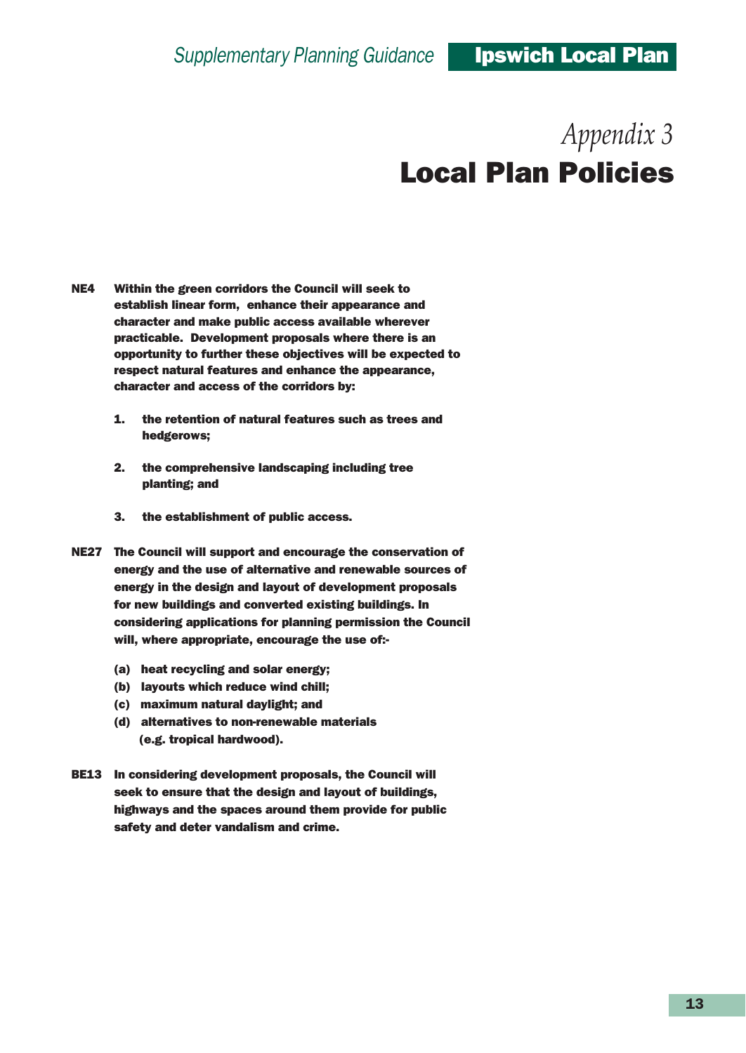*Appendix 3*

# Local Plan Policies

**NE4 Within the green corridors the Council will seek to establish linear form, enhance their appearance and character and make public access available wherever practicable. Development proposals where there is an opportunity to further these objectives will be expected to respect natural features and enhance the appearance, character and access of the corridors by:**

1. **the retention of natural features such as trees and hedgerows;**
2. **the comprehensive landscaping including tree planting; and**
3. **the establishment of public access.**

**NE27 The Council will support and encourage the conservation of energy and the use of alternative and renewable sources of energy in the design and layout of development proposals for new buildings and converted existing buildings. In considering applications for planning permission the Council will, where appropriate, encourage the use of:-**

**(a) heat recycling and solar energy;**
**(b) layouts which reduce wind chill;**
**(c) maximum natural daylight; and**
**(d) alternatives to non-renewable materials (e.g. tropical hardwood).**

**BE13 In considering development proposals, the Council will seek to ensure that the design and layout of buildings, highways and the spaces around them provide for public safety and deter vandalism and crime.**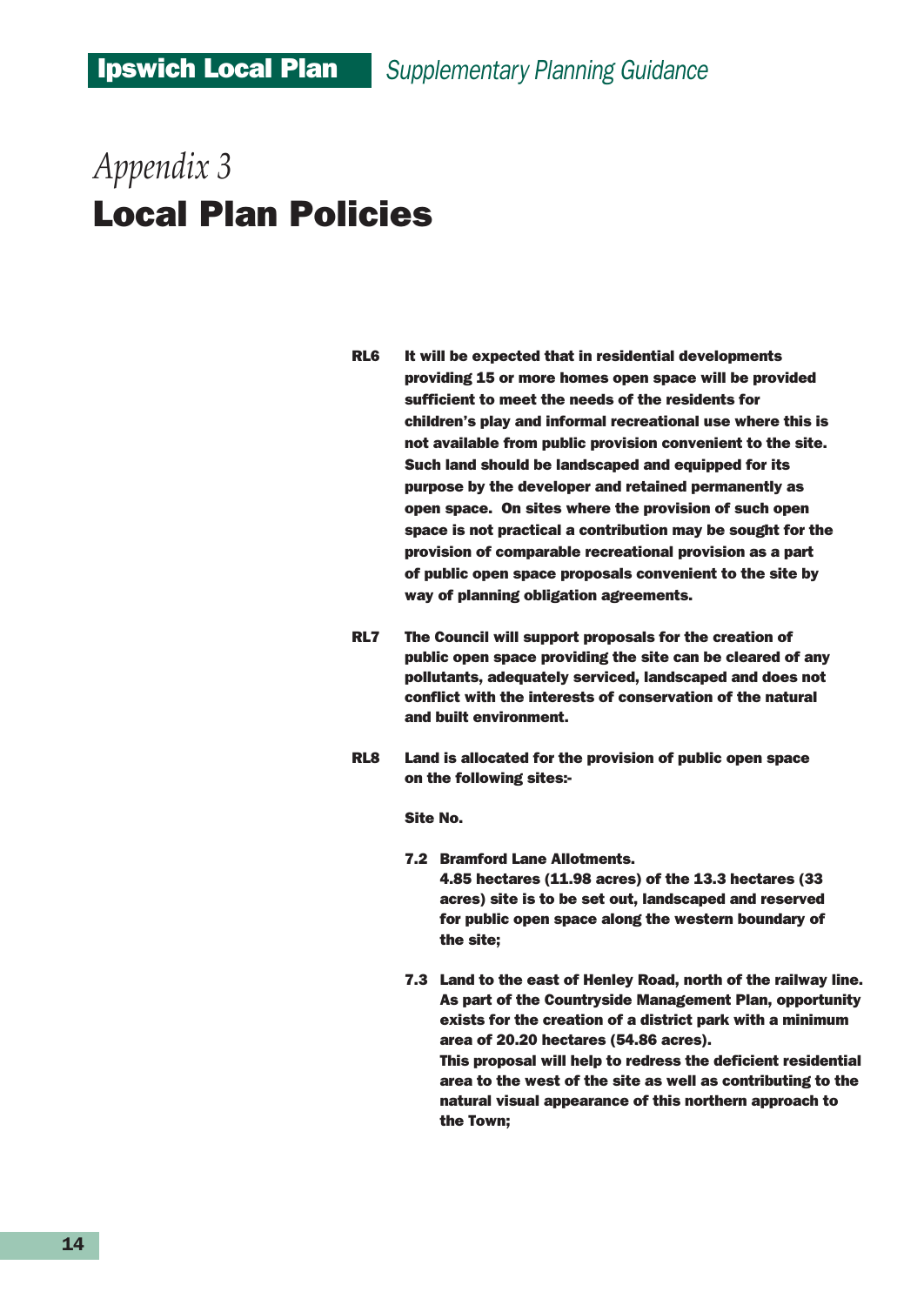# *Appendix 3*
# Local Plan Policies

**RL6** **It will be expected that in residential developments providing 15 or more homes open space will be provided sufficient to meet the needs of the residents for children's play and informal recreational use where this is not available from public provision convenient to the site. Such land should be landscaped and equipped for its purpose by the developer and retained permanently as open space. On sites where the provision of such open space is not practical a contribution may be sought for the provision of comparable recreational provision as a part of public open space proposals convenient to the site by way of planning obligation agreements.**

**RL7** **The Council will support proposals for the creation of public open space providing the site can be cleared of any pollutants, adequately serviced, landscaped and does not conflict with the interests of conservation of the natural and built environment.**

**RL8** **Land is allocated for the provision of public open space on the following sites:-**

**Site No.**

**7.2 Bramford Lane Allotments.**
**4.85 hectares (11.98 acres) of the 13.3 hectares (33 acres) site is to be set out, landscaped and reserved for public open space along the western boundary of the site;**

**7.3 Land to the east of Henley Road, north of the railway line.**
**As part of the Countryside Management Plan, opportunity exists for the creation of a district park with a minimum area of 20.20 hectares (54.86 acres).**
**This proposal will help to redress the deficient residential area to the west of the site as well as contributing to the natural visual appearance of this northern approach to the Town;**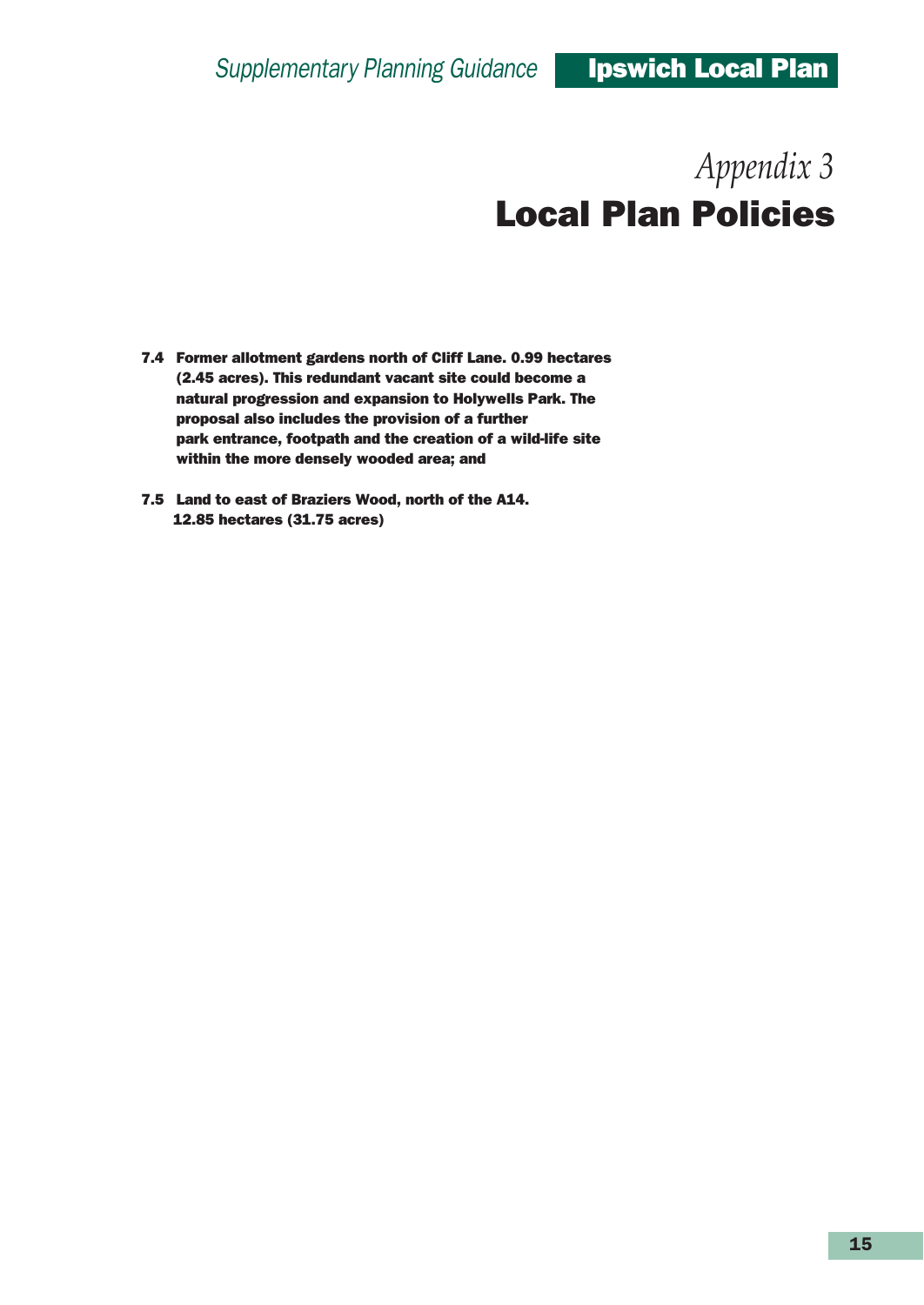# *Appendix 3*
# Local Plan Policies

**7.4 Former allotment gardens north of Cliff Lane. 0.99 hectares (2.45 acres). This redundant vacant site could become a natural progression and expansion to Holywells Park. The proposal also includes the provision of a further park entrance, footpath and the creation of a wild-life site within the more densely wooded area; and**

**7.5 Land to east of Braziers Wood, north of the A14. 12.85 hectares (31.75 acres)**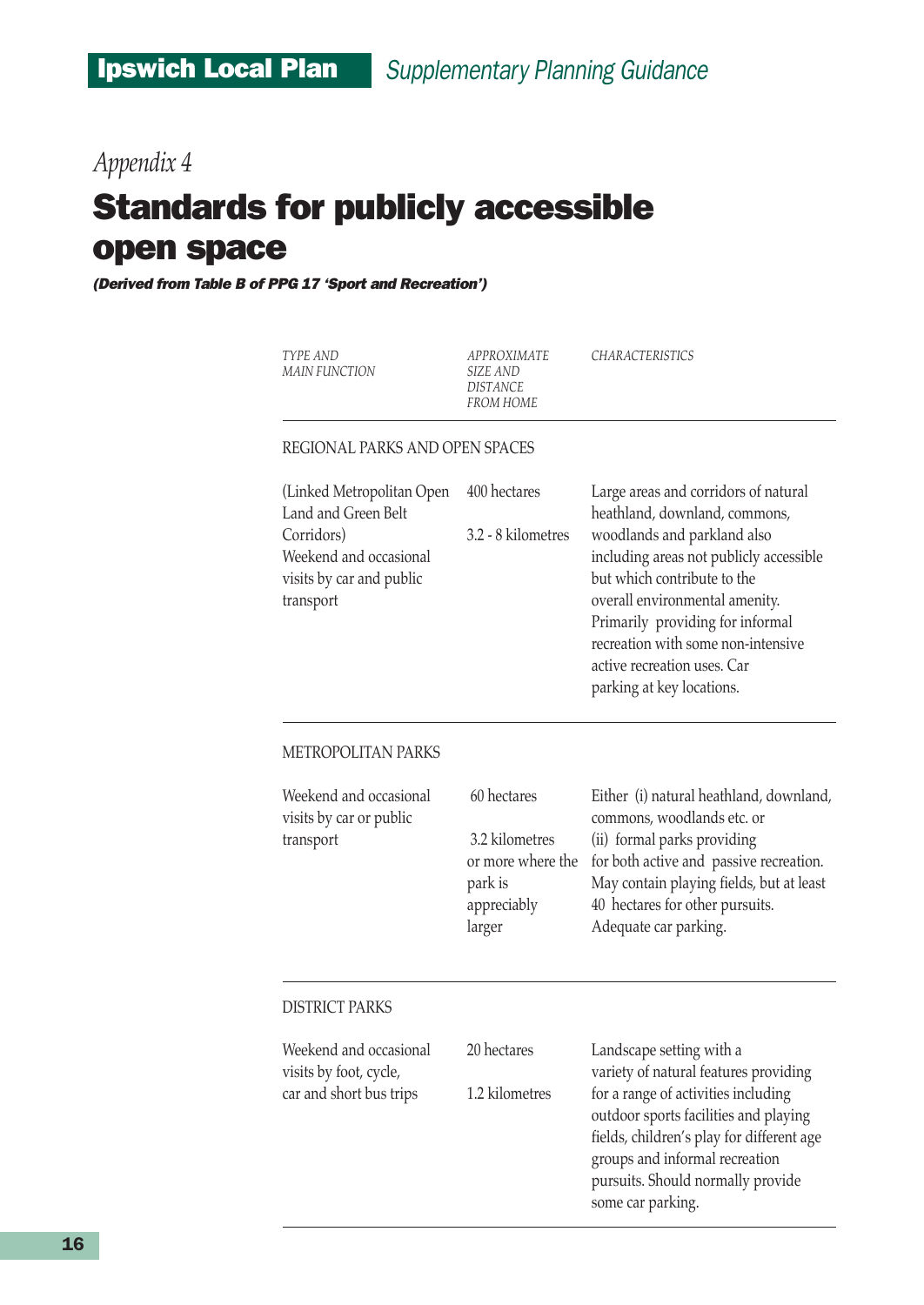*Appendix 4*

# Standards for publicly accessible open space

***(Derived from Table B of PPG 17 'Sport and Recreation')***

| *TYPE AND MAIN FUNCTION* | *APPROXIMATE SIZE AND DISTANCE FROM HOME* | *CHARACTERISTICS* |
|---|---|---|
| REGIONAL PARKS AND OPEN SPACES | | |
| (Linked Metropolitan Open Land and Green Belt Corridors) Weekend and occasional visits by car and public transport | 400 hectares<br>3.2 - 8 kilometres | Large areas and corridors of natural heathland, downland, commons, woodlands and parkland also including areas not publicly accessible but which contribute to the overall environmental amenity. Primarily providing for informal recreation with some non-intensive active recreation uses. Car parking at key locations. |
| METROPOLITAN PARKS | | |
| Weekend and occasional visits by car or public transport | 60 hectares<br>3.2 kilometres or more where the park is appreciably larger | Either (i) natural heathland, downland, commons, woodlands etc. or (ii) formal parks providing for both active and passive recreation. May contain playing fields, but at least 40 hectares for other pursuits. Adequate car parking. |
| DISTRICT PARKS | | |
| Weekend and occasional visits by foot, cycle, car and short bus trips | 20 hectares<br>1.2 kilometres | Landscape setting with a variety of natural features providing for a range of activities including outdoor sports facilities and playing fields, children's play for different age groups and informal recreation pursuits. Should normally provide some car parking. |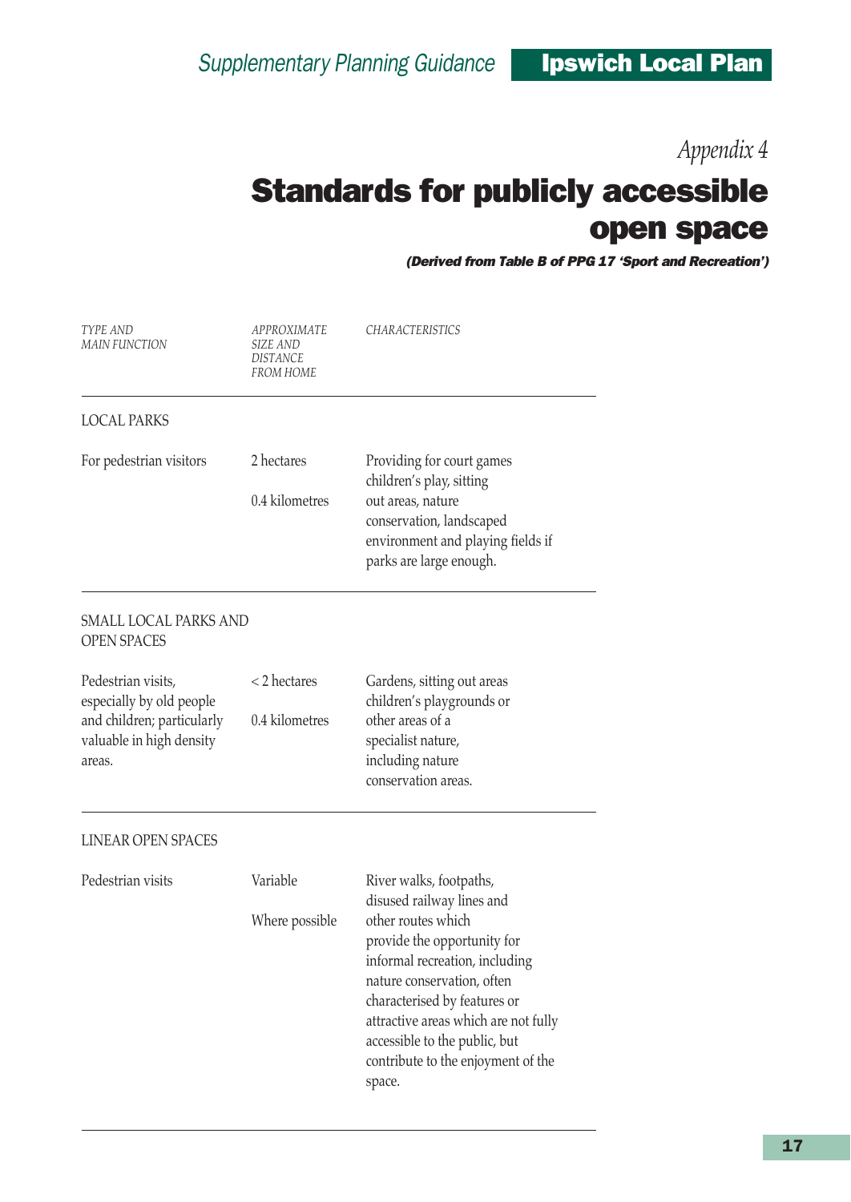*Appendix 4*

# Standards for publicly accessible open space

***(Derived from Table B of PPG 17 'Sport and Recreation')***

| *TYPE AND MAIN FUNCTION* | *APPROXIMATE SIZE AND DISTANCE FROM HOME* | *CHARACTERISTICS* |
|---|---|---|
| LOCAL PARKS | | |
| For pedestrian visitors | 2 hectares<br><br>0.4 kilometres | Providing for court games children's play, sitting out areas, nature conservation, landscaped environment and playing fields if parks are large enough. |
| SMALL LOCAL PARKS AND OPEN SPACES | | |
| Pedestrian visits, especially by old people and children; particularly valuable in high density areas. | < 2 hectares<br><br>0.4 kilometres | Gardens, sitting out areas children's playgrounds or other areas of a specialist nature, including nature conservation areas. |
| LINEAR OPEN SPACES | | |
| Pedestrian visits | Variable<br><br>Where possible | River walks, footpaths, disused railway lines and other routes which provide the opportunity for informal recreation, including nature conservation, often characterised by features or attractive areas which are not fully accessible to the public, but contribute to the enjoyment of the space. |